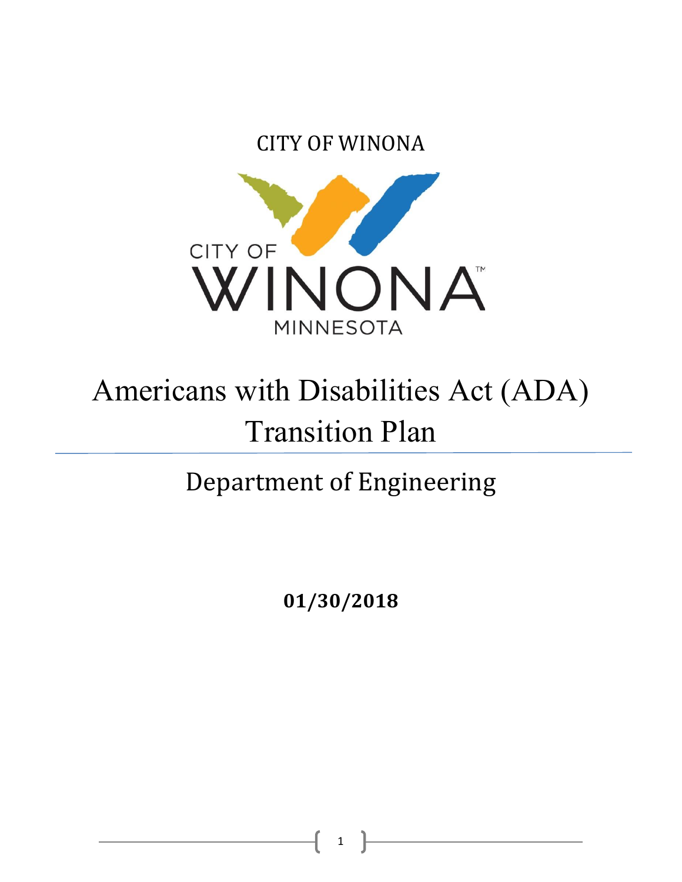CITY OF WINONA

# Americans with Disabilities Act (ADA) Transition Plan

## Department of Engineering

**01/30/2018**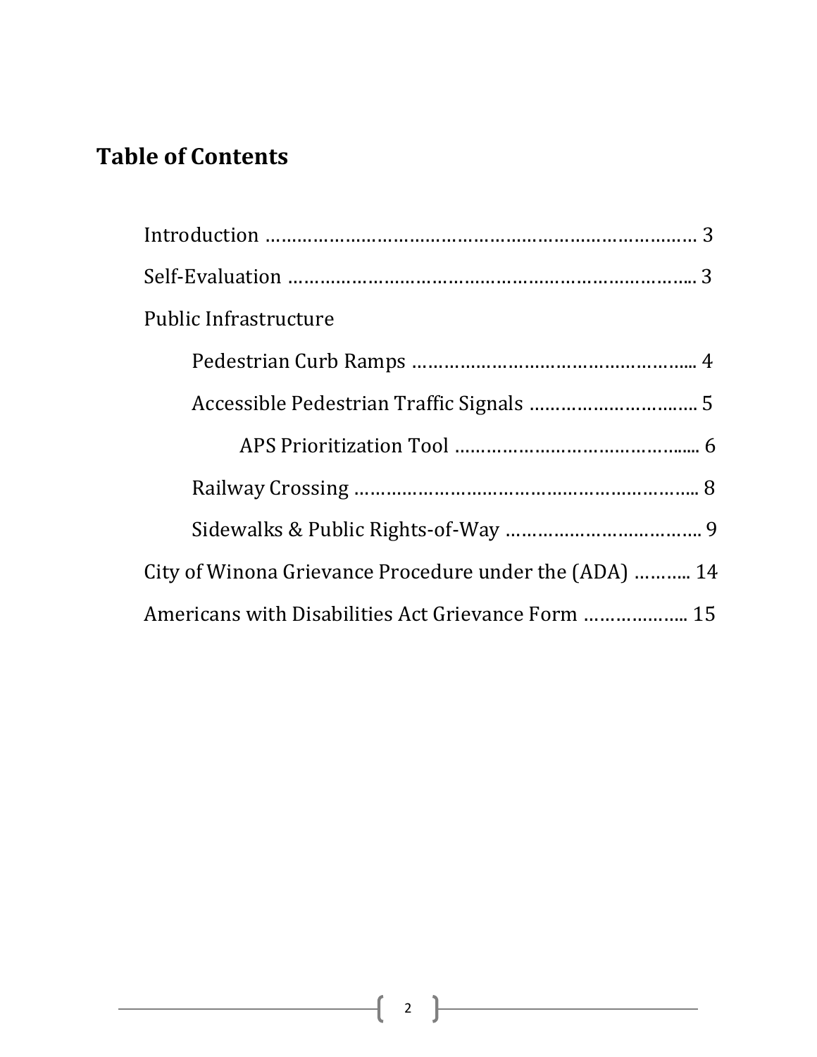## Table of Contents

- Introduction ………………………………………………………………………. 3
- Self-Evaluation ……………………………………………………………………... 3
- Public Infrastructure
  - Pedestrian Curb Ramps ……………………………………………….... 4
  - Accessible Pedestrian Traffic Signals ……………………….….. 5
    - APS Prioritization Tool ……………………………………...... 6
  - Railway Crossing ………………………………………………………….. 8
  - Sidewalks & Public Rights-of-Way ………………….…………….. 9
- City of Winona Grievance Procedure under the (ADA) ……….. 14
- Americans with Disabilities Act Grievance Form ……………….. 15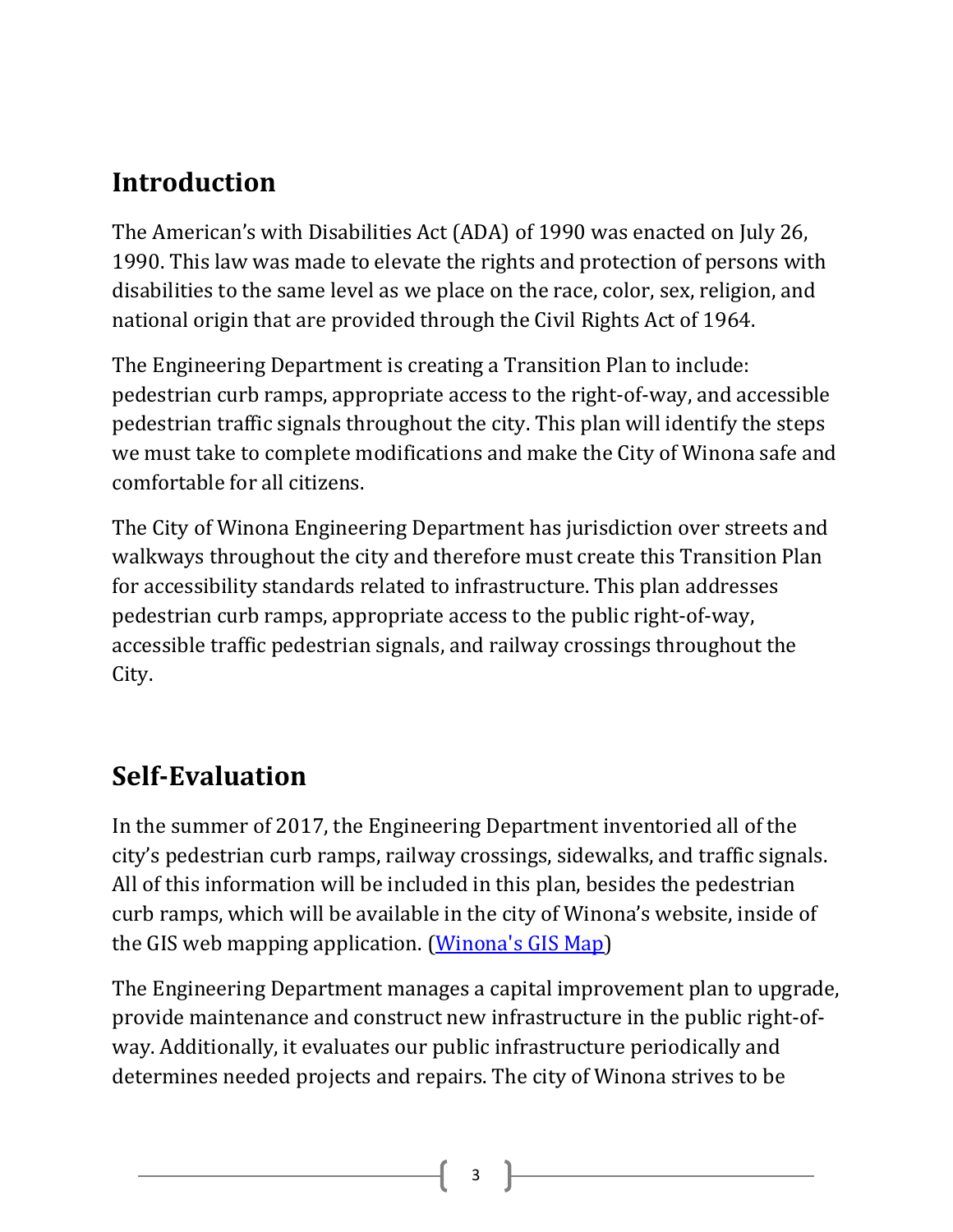## Introduction

The American's with Disabilities Act (ADA) of 1990 was enacted on July 26, 1990. This law was made to elevate the rights and protection of persons with disabilities to the same level as we place on the race, color, sex, religion, and national origin that are provided through the Civil Rights Act of 1964.

The Engineering Department is creating a Transition Plan to include: pedestrian curb ramps, appropriate access to the right-of-way, and accessible pedestrian traffic signals throughout the city. This plan will identify the steps we must take to complete modifications and make the City of Winona safe and comfortable for all citizens.

The City of Winona Engineering Department has jurisdiction over streets and walkways throughout the city and therefore must create this Transition Plan for accessibility standards related to infrastructure. This plan addresses pedestrian curb ramps, appropriate access to the public right-of-way, accessible traffic pedestrian signals, and railway crossings throughout the City.

## Self-Evaluation

In the summer of 2017, the Engineering Department inventoried all of the city's pedestrian curb ramps, railway crossings, sidewalks, and traffic signals. All of this information will be included in this plan, besides the pedestrian curb ramps, which will be available in the city of Winona's website, inside of the GIS web mapping application. (Winona's GIS Map)

The Engineering Department manages a capital improvement plan to upgrade, provide maintenance and construct new infrastructure in the public right-of-way. Additionally, it evaluates our public infrastructure periodically and determines needed projects and repairs. The city of Winona strives to be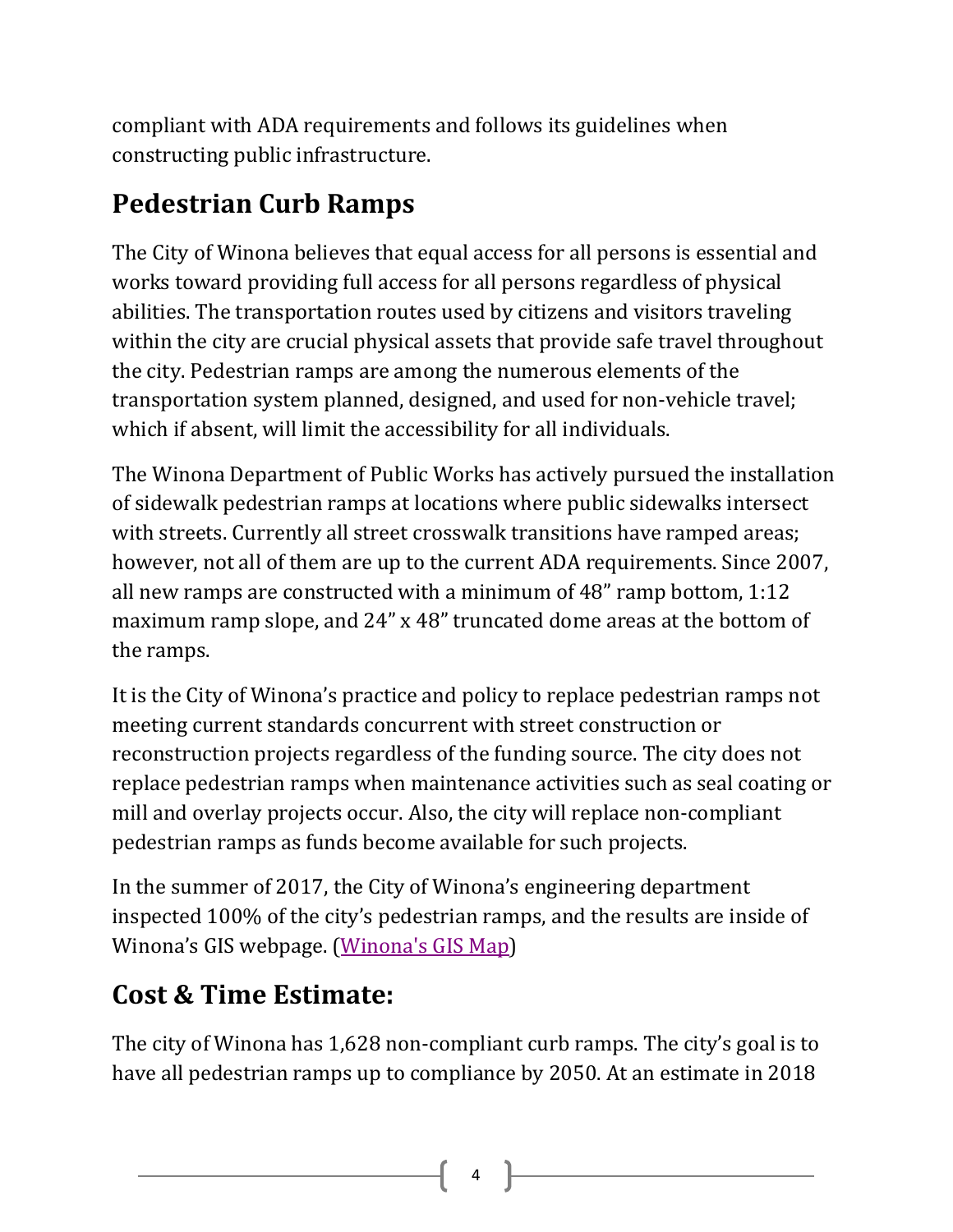compliant with ADA requirements and follows its guidelines when constructing public infrastructure.

## Pedestrian Curb Ramps

The City of Winona believes that equal access for all persons is essential and works toward providing full access for all persons regardless of physical abilities. The transportation routes used by citizens and visitors traveling within the city are crucial physical assets that provide safe travel throughout the city. Pedestrian ramps are among the numerous elements of the transportation system planned, designed, and used for non-vehicle travel; which if absent, will limit the accessibility for all individuals.

The Winona Department of Public Works has actively pursued the installation of sidewalk pedestrian ramps at locations where public sidewalks intersect with streets. Currently all street crosswalk transitions have ramped areas; however, not all of them are up to the current ADA requirements. Since 2007, all new ramps are constructed with a minimum of 48" ramp bottom, 1:12 maximum ramp slope, and 24" x 48" truncated dome areas at the bottom of the ramps.

It is the City of Winona's practice and policy to replace pedestrian ramps not meeting current standards concurrent with street construction or reconstruction projects regardless of the funding source. The city does not replace pedestrian ramps when maintenance activities such as seal coating or mill and overlay projects occur. Also, the city will replace non-compliant pedestrian ramps as funds become available for such projects.

In the summer of 2017, the City of Winona's engineering department inspected 100% of the city's pedestrian ramps, and the results are inside of Winona's GIS webpage. ([Winona's GIS Map](Winona's GIS Map))

## Cost & Time Estimate:

The city of Winona has 1,628 non-compliant curb ramps. The city's goal is to have all pedestrian ramps up to compliance by 2050. At an estimate in 2018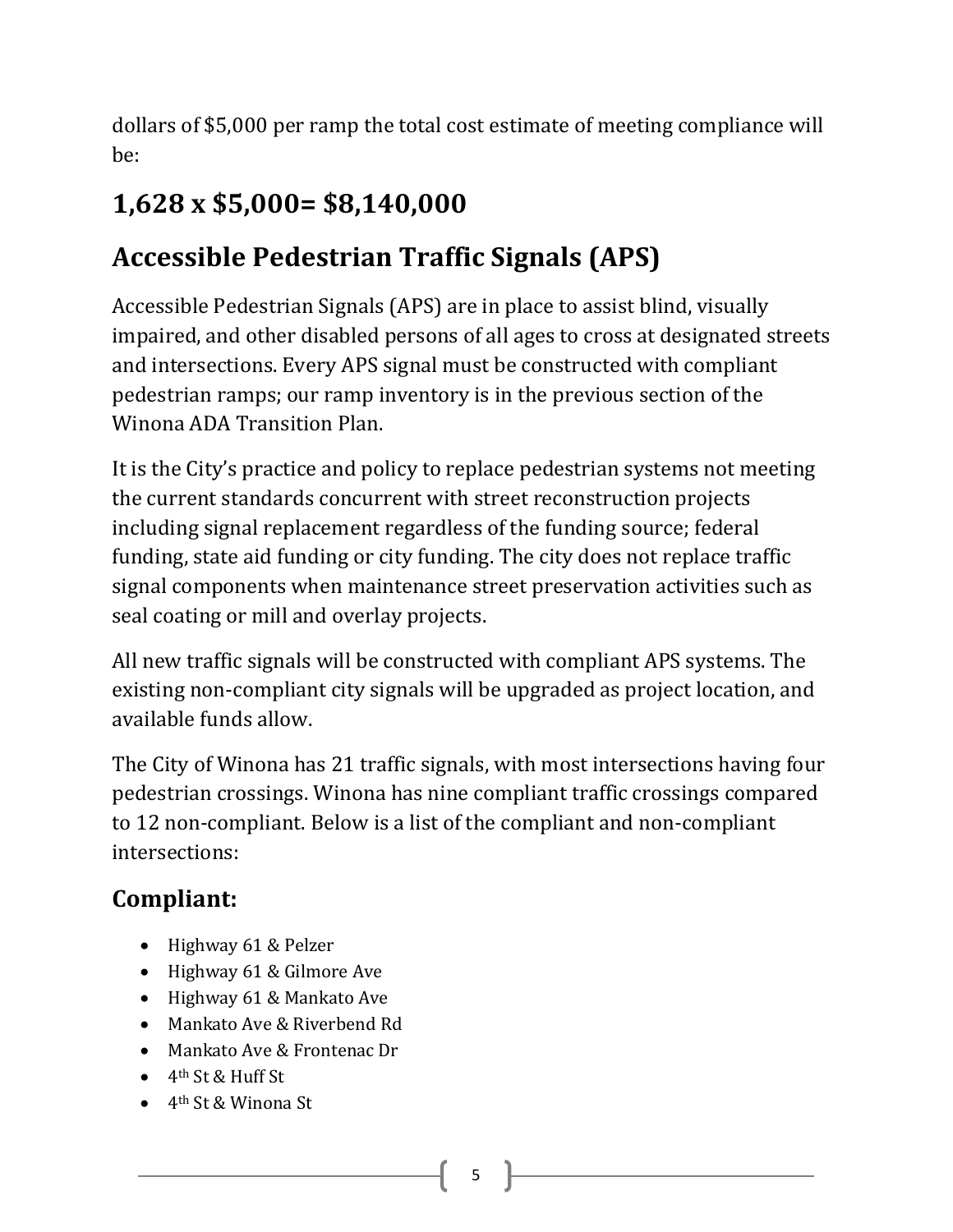dollars of $5,000 per ramp the total cost estimate of meeting compliance will be:

## 1,628 x $5,000= $8,140,000

## Accessible Pedestrian Traffic Signals (APS)

Accessible Pedestrian Signals (APS) are in place to assist blind, visually impaired, and other disabled persons of all ages to cross at designated streets and intersections. Every APS signal must be constructed with compliant pedestrian ramps; our ramp inventory is in the previous section of the Winona ADA Transition Plan.

It is the City's practice and policy to replace pedestrian systems not meeting the current standards concurrent with street reconstruction projects including signal replacement regardless of the funding source; federal funding, state aid funding or city funding. The city does not replace traffic signal components when maintenance street preservation activities such as seal coating or mill and overlay projects.

All new traffic signals will be constructed with compliant APS systems. The existing non-compliant city signals will be upgraded as project location, and available funds allow.

The City of Winona has 21 traffic signals, with most intersections having four pedestrian crossings. Winona has nine compliant traffic crossings compared to 12 non-compliant. Below is a list of the compliant and non-compliant intersections:

### Compliant:

- Highway 61 & Pelzer
- Highway 61 & Gilmore Ave
- Highway 61 & Mankato Ave
- Mankato Ave & Riverbend Rd
- Mankato Ave & Frontenac Dr
- 4th St & Huff St
- 4th St & Winona St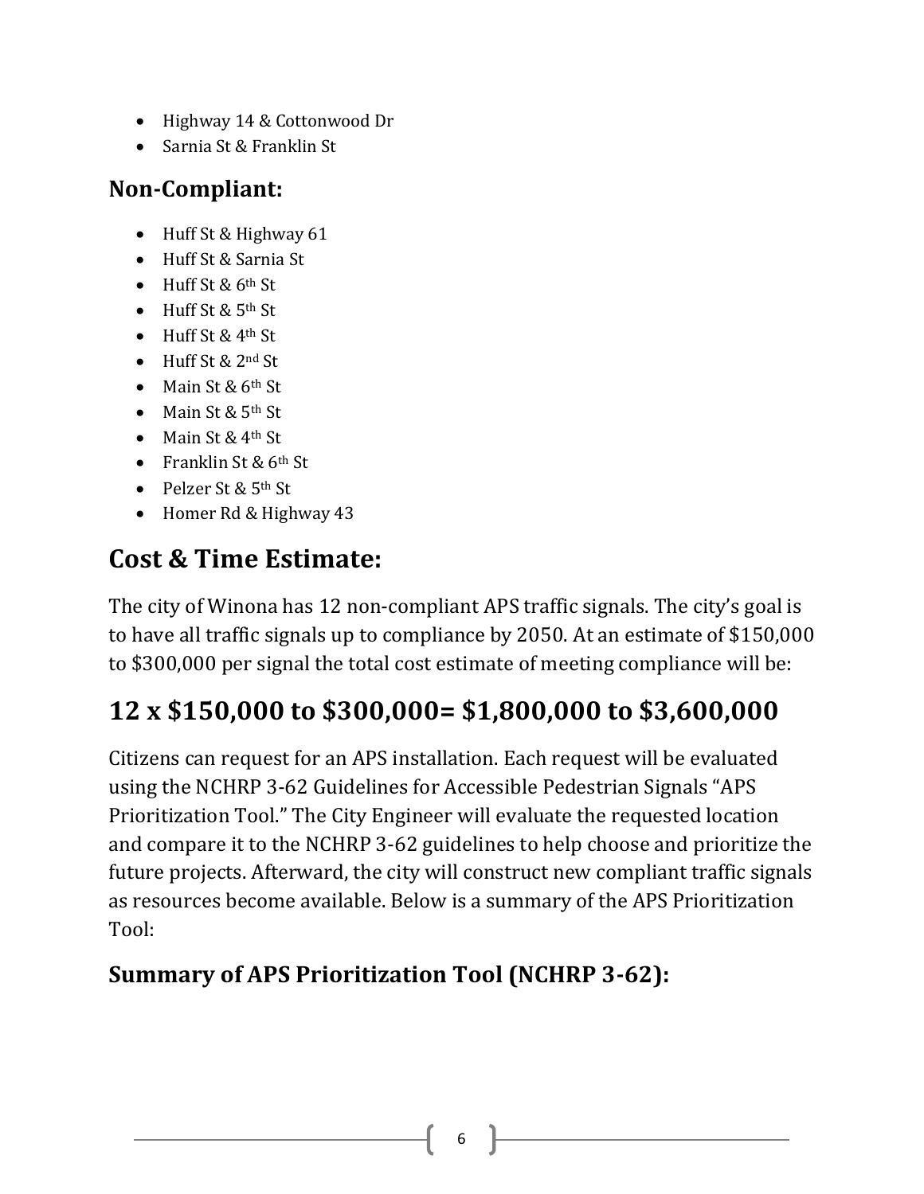- Highway 14 & Cottonwood Dr
- Sarnia St & Franklin St

### Non-Compliant:

- Huff St & Highway 61
- Huff St & Sarnia St
- Huff St & 6th St
- Huff St & 5th St
- Huff St & 4th St
- Huff St & 2nd St
- Main St & 6th St
- Main St & 5th St
- Main St & 4th St
- Franklin St & 6th St
- Pelzer St & 5th St
- Homer Rd & Highway 43

## Cost & Time Estimate:

The city of Winona has 12 non-compliant APS traffic signals. The city's goal is to have all traffic signals up to compliance by 2050. At an estimate of $150,000 to $300,000 per signal the total cost estimate of meeting compliance will be:

## 12 x $150,000 to $300,000= $1,800,000 to $3,600,000

Citizens can request for an APS installation. Each request will be evaluated using the NCHRP 3-62 Guidelines for Accessible Pedestrian Signals "APS Prioritization Tool." The City Engineer will evaluate the requested location and compare it to the NCHRP 3-62 guidelines to help choose and prioritize the future projects. Afterward, the city will construct new compliant traffic signals as resources become available. Below is a summary of the APS Prioritization Tool:

### Summary of APS Prioritization Tool (NCHRP 3-62):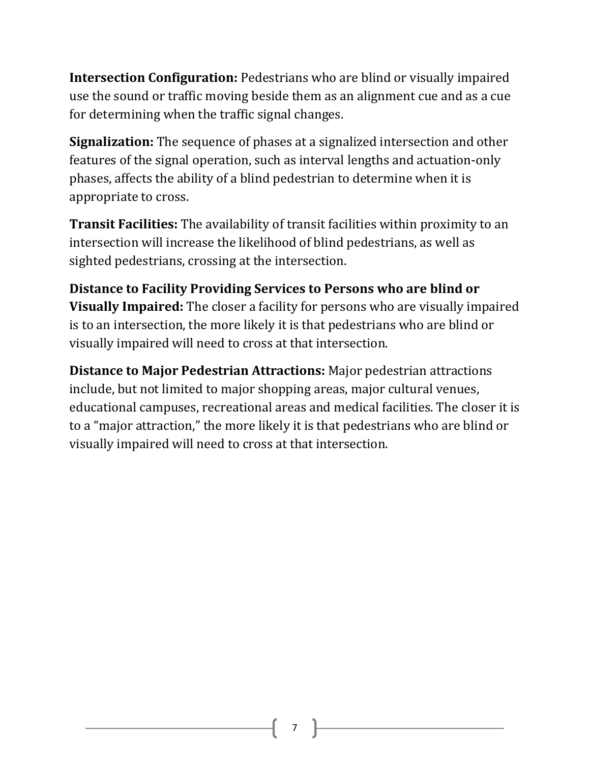**Intersection Configuration:** Pedestrians who are blind or visually impaired use the sound or traffic moving beside them as an alignment cue and as a cue for determining when the traffic signal changes.

**Signalization:** The sequence of phases at a signalized intersection and other features of the signal operation, such as interval lengths and actuation-only phases, affects the ability of a blind pedestrian to determine when it is appropriate to cross.

**Transit Facilities:** The availability of transit facilities within proximity to an intersection will increase the likelihood of blind pedestrians, as well as sighted pedestrians, crossing at the intersection.

**Distance to Facility Providing Services to Persons who are blind or Visually Impaired:** The closer a facility for persons who are visually impaired is to an intersection, the more likely it is that pedestrians who are blind or visually impaired will need to cross at that intersection.

**Distance to Major Pedestrian Attractions:** Major pedestrian attractions include, but not limited to major shopping areas, major cultural venues, educational campuses, recreational areas and medical facilities. The closer it is to a "major attraction," the more likely it is that pedestrians who are blind or visually impaired will need to cross at that intersection.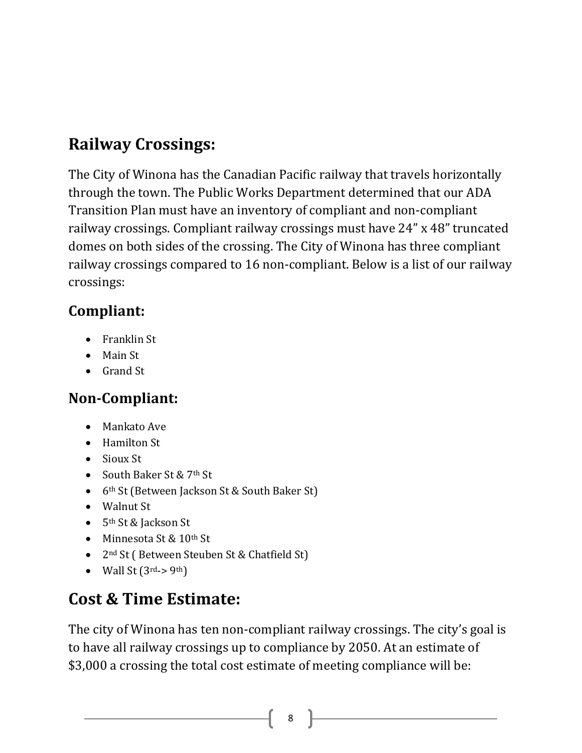## Railway Crossings:

The City of Winona has the Canadian Pacific railway that travels horizontally through the town. The Public Works Department determined that our ADA Transition Plan must have an inventory of compliant and non-compliant railway crossings. Compliant railway crossings must have 24" x 48" truncated domes on both sides of the crossing. The City of Winona has three compliant railway crossings compared to 16 non-compliant. Below is a list of our railway crossings:

### Compliant:

- Franklin St
- Main St
- Grand St

### Non-Compliant:

- Mankato Ave
- Hamilton St
- Sioux St
- South Baker St & 7th St
- 6th St (Between Jackson St & South Baker St)
- Walnut St
- 5th St & Jackson St
- Minnesota St & 10th St
- 2nd St ( Between Steuben St & Chatfield St)
- Wall St (3rd-> 9th)

## Cost & Time Estimate:

The city of Winona has ten non-compliant railway crossings. The city's goal is to have all railway crossings up to compliance by 2050. At an estimate of $3,000 a crossing the total cost estimate of meeting compliance will be: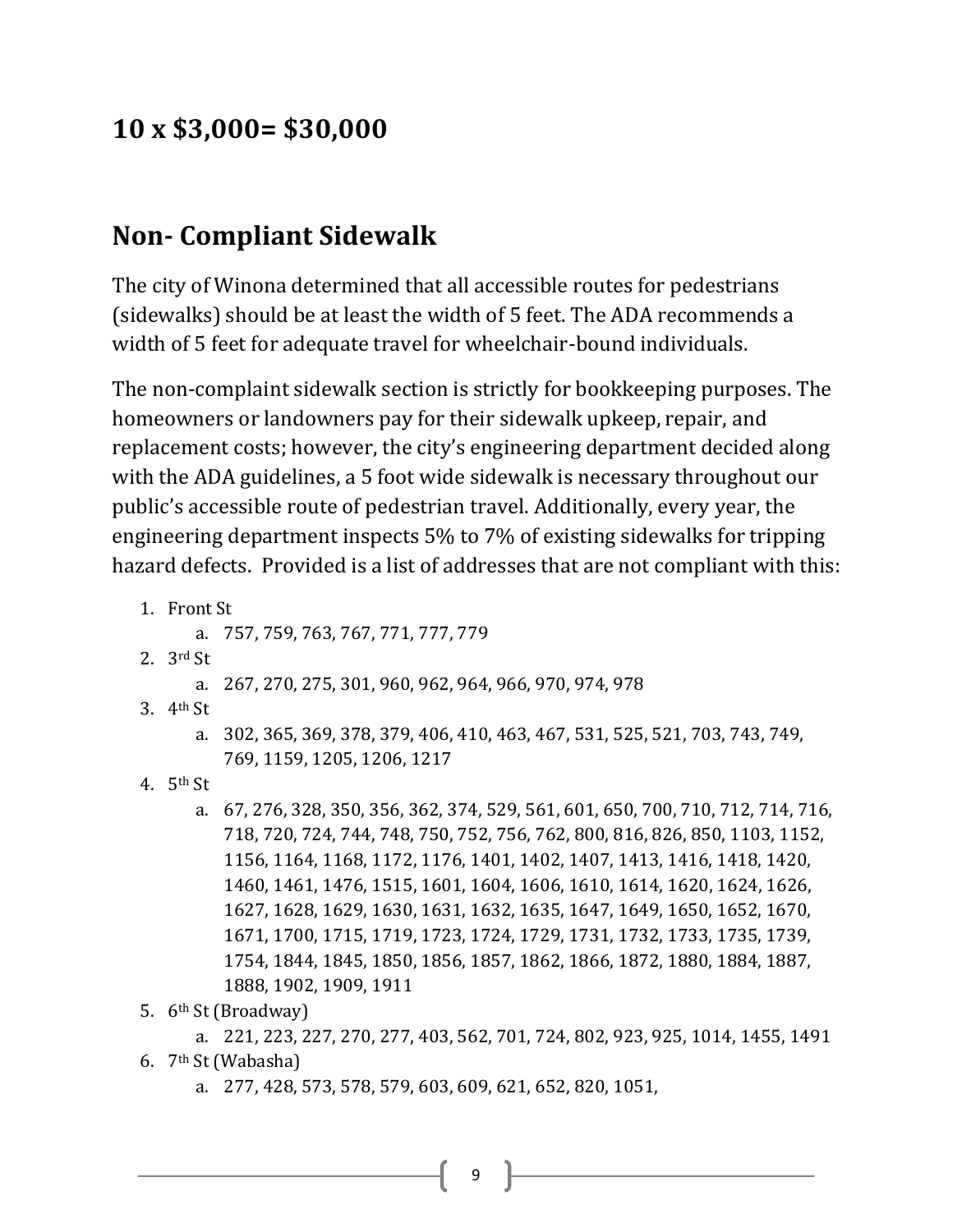**10 x $3,000= $30,000**

## Non- Compliant Sidewalk

The city of Winona determined that all accessible routes for pedestrians (sidewalks) should be at least the width of 5 feet. The ADA recommends a width of 5 feet for adequate travel for wheelchair-bound individuals.

The non-complaint sidewalk section is strictly for bookkeeping purposes. The homeowners or landowners pay for their sidewalk upkeep, repair, and replacement costs; however, the city's engineering department decided along with the ADA guidelines, a 5 foot wide sidewalk is necessary throughout our public's accessible route of pedestrian travel. Additionally, every year, the engineering department inspects 5% to 7% of existing sidewalks for tripping hazard defects. Provided is a list of addresses that are not compliant with this:

1. Front St
   a. 757, 759, 763, 767, 771, 777, 779
2. 3rd St
   a. 267, 270, 275, 301, 960, 962, 964, 966, 970, 974, 978
3. 4th St
   a. 302, 365, 369, 378, 379, 406, 410, 463, 467, 531, 525, 521, 703, 743, 749, 769, 1159, 1205, 1206, 1217
4. 5th St
   a. 67, 276, 328, 350, 356, 362, 374, 529, 561, 601, 650, 700, 710, 712, 714, 716, 718, 720, 724, 744, 748, 750, 752, 756, 762, 800, 816, 826, 850, 1103, 1152, 1156, 1164, 1168, 1172, 1176, 1401, 1402, 1407, 1413, 1416, 1418, 1420, 1460, 1461, 1476, 1515, 1601, 1604, 1606, 1610, 1614, 1620, 1624, 1626, 1627, 1628, 1629, 1630, 1631, 1632, 1635, 1647, 1649, 1650, 1652, 1670, 1671, 1700, 1715, 1719, 1723, 1724, 1729, 1731, 1732, 1733, 1735, 1739, 1754, 1844, 1845, 1850, 1856, 1857, 1862, 1866, 1872, 1880, 1884, 1887, 1888, 1902, 1909, 1911
5. 6th St (Broadway)
   a. 221, 223, 227, 270, 277, 403, 562, 701, 724, 802, 923, 925, 1014, 1455, 1491
6. 7th St (Wabasha)
   a. 277, 428, 573, 578, 579, 603, 609, 621, 652, 820, 1051,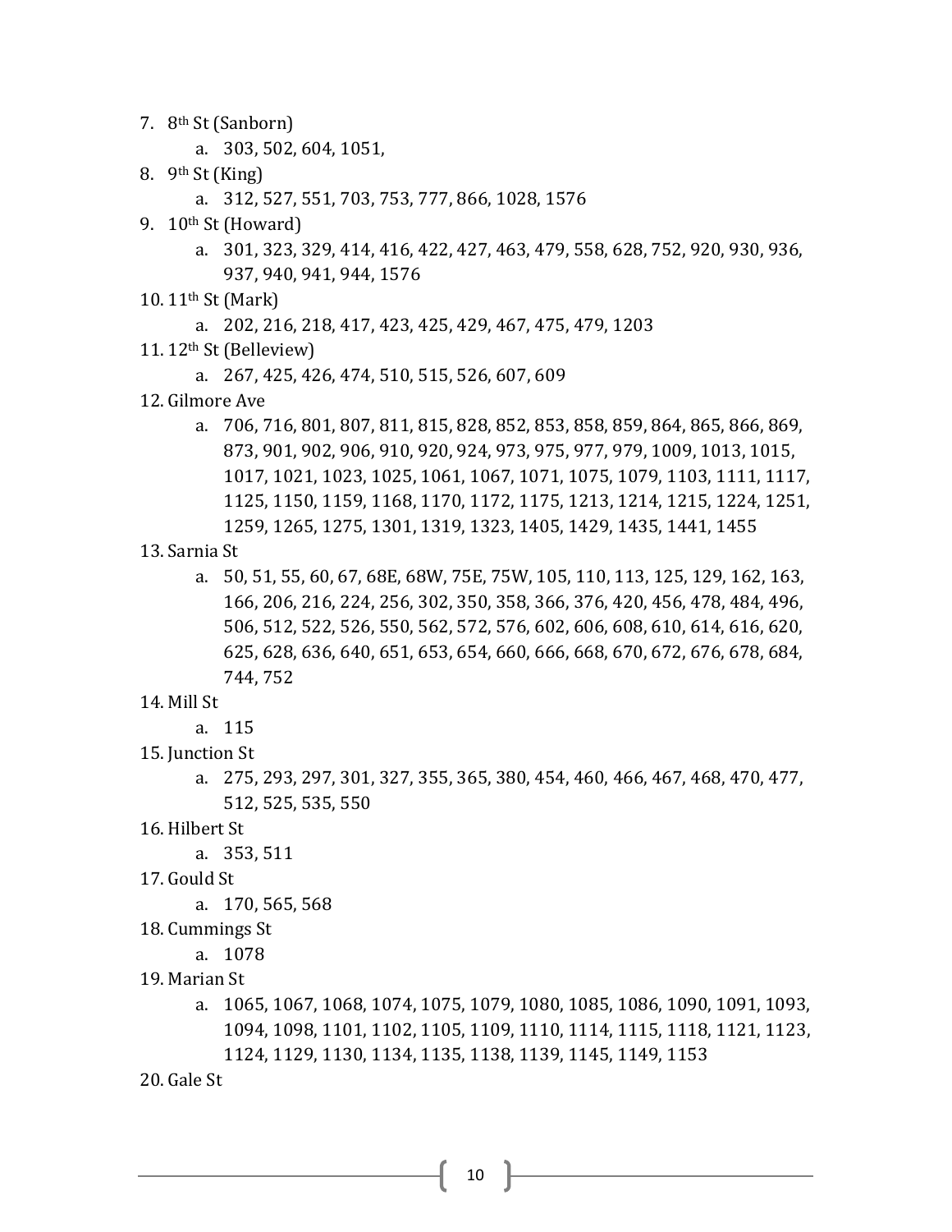7. 8th St (Sanborn)
    a. 303, 502, 604, 1051,
8. 9th St (King)
    a. 312, 527, 551, 703, 753, 777, 866, 1028, 1576
9. 10th St (Howard)
    a. 301, 323, 329, 414, 416, 422, 427, 463, 479, 558, 628, 752, 920, 930, 936, 937, 940, 941, 944, 1576
10. 11th St (Mark)
    a. 202, 216, 218, 417, 423, 425, 429, 467, 475, 479, 1203
11. 12th St (Belleview)
    a. 267, 425, 426, 474, 510, 515, 526, 607, 609
12. Gilmore Ave
    a. 706, 716, 801, 807, 811, 815, 828, 852, 853, 858, 859, 864, 865, 866, 869, 873, 901, 902, 906, 910, 920, 924, 973, 975, 977, 979, 1009, 1013, 1015, 1017, 1021, 1023, 1025, 1061, 1067, 1071, 1075, 1079, 1103, 1111, 1117, 1125, 1150, 1159, 1168, 1170, 1172, 1175, 1213, 1214, 1215, 1224, 1251, 1259, 1265, 1275, 1301, 1319, 1323, 1405, 1429, 1435, 1441, 1455
13. Sarnia St
    a. 50, 51, 55, 60, 67, 68E, 68W, 75E, 75W, 105, 110, 113, 125, 129, 162, 163, 166, 206, 216, 224, 256, 302, 350, 358, 366, 376, 420, 456, 478, 484, 496, 506, 512, 522, 526, 550, 562, 572, 576, 602, 606, 608, 610, 614, 616, 620, 625, 628, 636, 640, 651, 653, 654, 660, 666, 668, 670, 672, 676, 678, 684, 744, 752
14. Mill St
    a. 115
15. Junction St
    a. 275, 293, 297, 301, 327, 355, 365, 380, 454, 460, 466, 467, 468, 470, 477, 512, 525, 535, 550
16. Hilbert St
    a. 353, 511
17. Gould St
    a. 170, 565, 568
18. Cummings St
    a. 1078
19. Marian St
    a. 1065, 1067, 1068, 1074, 1075, 1079, 1080, 1085, 1086, 1090, 1091, 1093, 1094, 1098, 1101, 1102, 1105, 1109, 1110, 1114, 1115, 1118, 1121, 1123, 1124, 1129, 1130, 1134, 1135, 1138, 1139, 1145, 1149, 1153
20. Gale St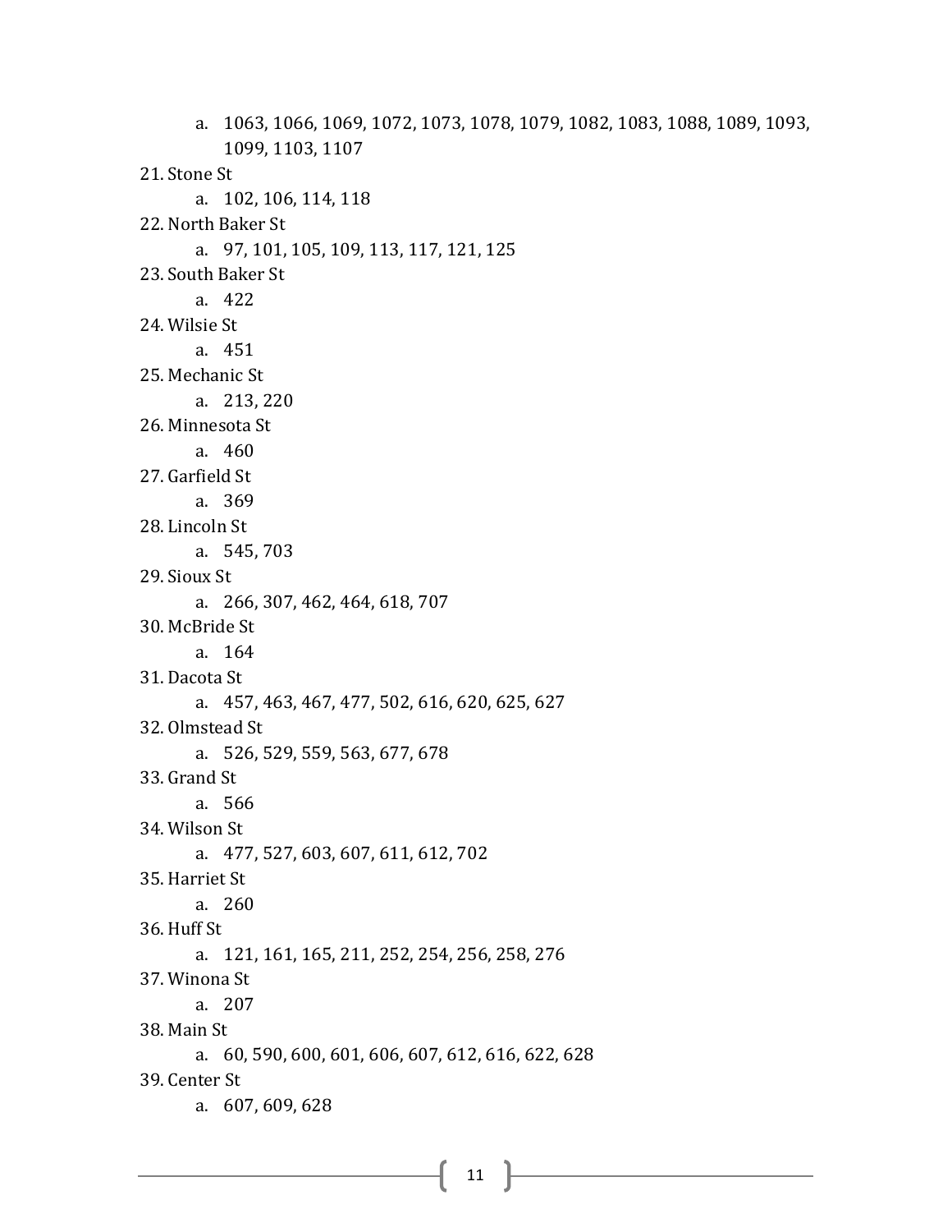a. 1063, 1066, 1069, 1072, 1073, 1078, 1079, 1082, 1083, 1088, 1089, 1093, 1099, 1103, 1107

21. Stone St
    a. 102, 106, 114, 118
22. North Baker St
    a. 97, 101, 105, 109, 113, 117, 121, 125
23. South Baker St
    a. 422
24. Wilsie St
    a. 451
25. Mechanic St
    a. 213, 220
26. Minnesota St
    a. 460
27. Garfield St
    a. 369
28. Lincoln St
    a. 545, 703
29. Sioux St
    a. 266, 307, 462, 464, 618, 707
30. McBride St
    a. 164
31. Dacota St
    a. 457, 463, 467, 477, 502, 616, 620, 625, 627
32. Olmstead St
    a. 526, 529, 559, 563, 677, 678
33. Grand St
    a. 566
34. Wilson St
    a. 477, 527, 603, 607, 611, 612, 702
35. Harriet St
    a. 260
36. Huff St
    a. 121, 161, 165, 211, 252, 254, 256, 258, 276
37. Winona St
    a. 207
38. Main St
    a. 60, 590, 600, 601, 606, 607, 612, 616, 622, 628
39. Center St
    a. 607, 609, 628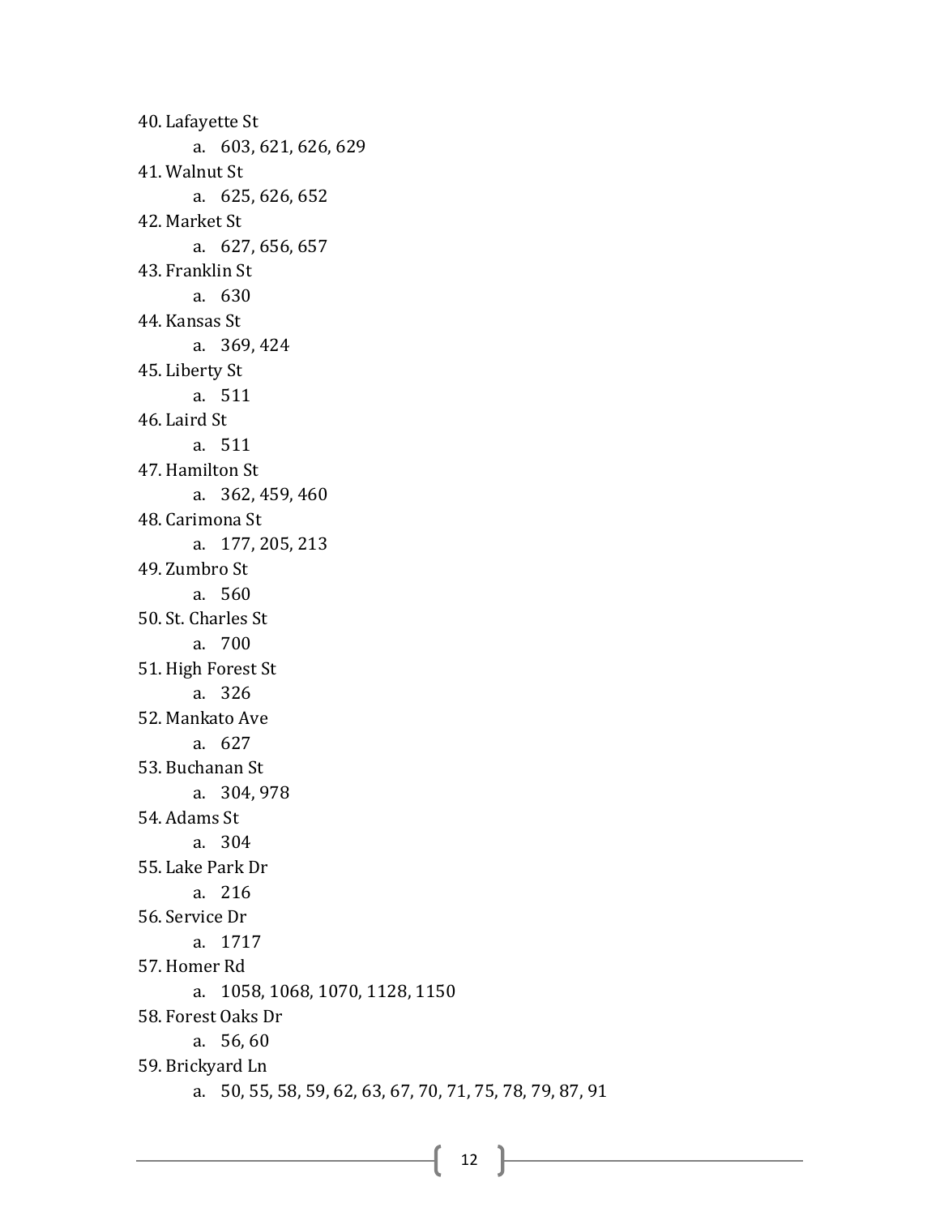40. Lafayette St
    a. 603, 621, 626, 629
41. Walnut St
    a. 625, 626, 652
42. Market St
    a. 627, 656, 657
43. Franklin St
    a. 630
44. Kansas St
    a. 369, 424
45. Liberty St
    a. 511
46. Laird St
    a. 511
47. Hamilton St
    a. 362, 459, 460
48. Carimona St
    a. 177, 205, 213
49. Zumbro St
    a. 560
50. St. Charles St
    a. 700
51. High Forest St
    a. 326
52. Mankato Ave
    a. 627
53. Buchanan St
    a. 304, 978
54. Adams St
    a. 304
55. Lake Park Dr
    a. 216
56. Service Dr
    a. 1717
57. Homer Rd
    a. 1058, 1068, 1070, 1128, 1150
58. Forest Oaks Dr
    a. 56, 60
59. Brickyard Ln
    a. 50, 55, 58, 59, 62, 63, 67, 70, 71, 75, 78, 79, 87, 91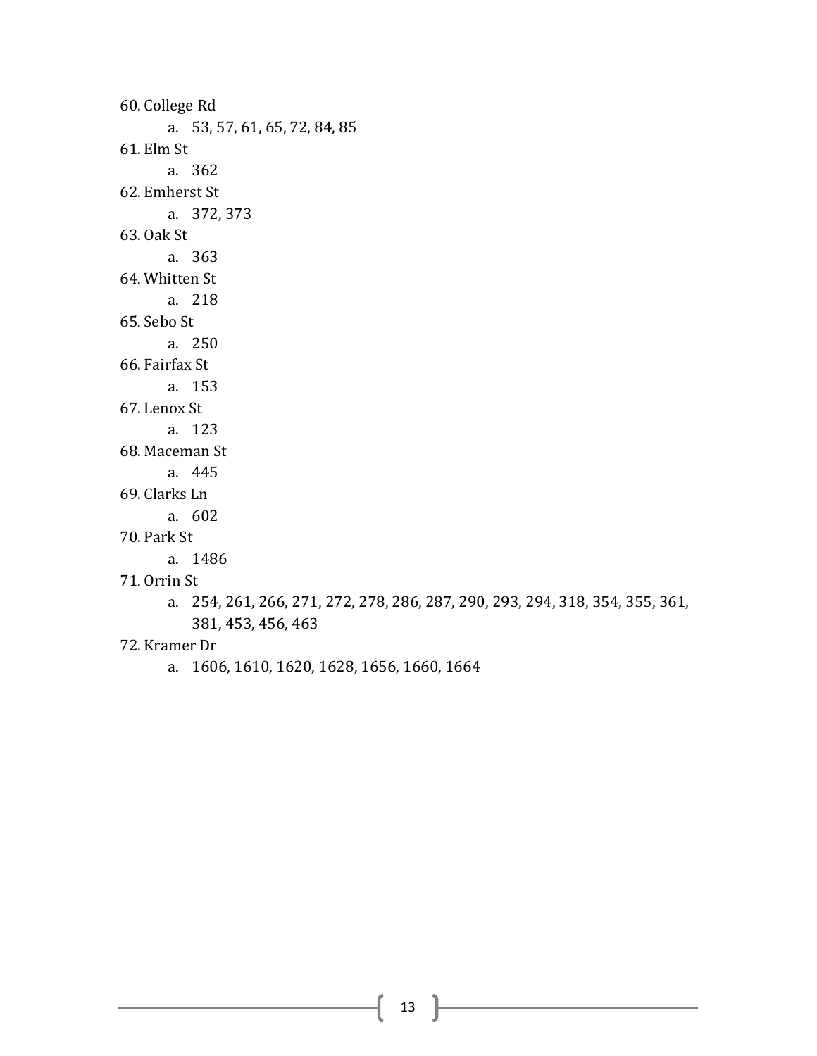60. College Rd
    a. 53, 57, 61, 65, 72, 84, 85
61. Elm St
    a. 362
62. Emherst St
    a. 372, 373
63. Oak St
    a. 363
64. Whitten St
    a. 218
65. Sebo St
    a. 250
66. Fairfax St
    a. 153
67. Lenox St
    a. 123
68. Maceman St
    a. 445
69. Clarks Ln
    a. 602
70. Park St
    a. 1486
71. Orrin St
    a. 254, 261, 266, 271, 272, 278, 286, 287, 290, 293, 294, 318, 354, 355, 361, 381, 453, 456, 463
72. Kramer Dr
    a. 1606, 1610, 1620, 1628, 1656, 1660, 1664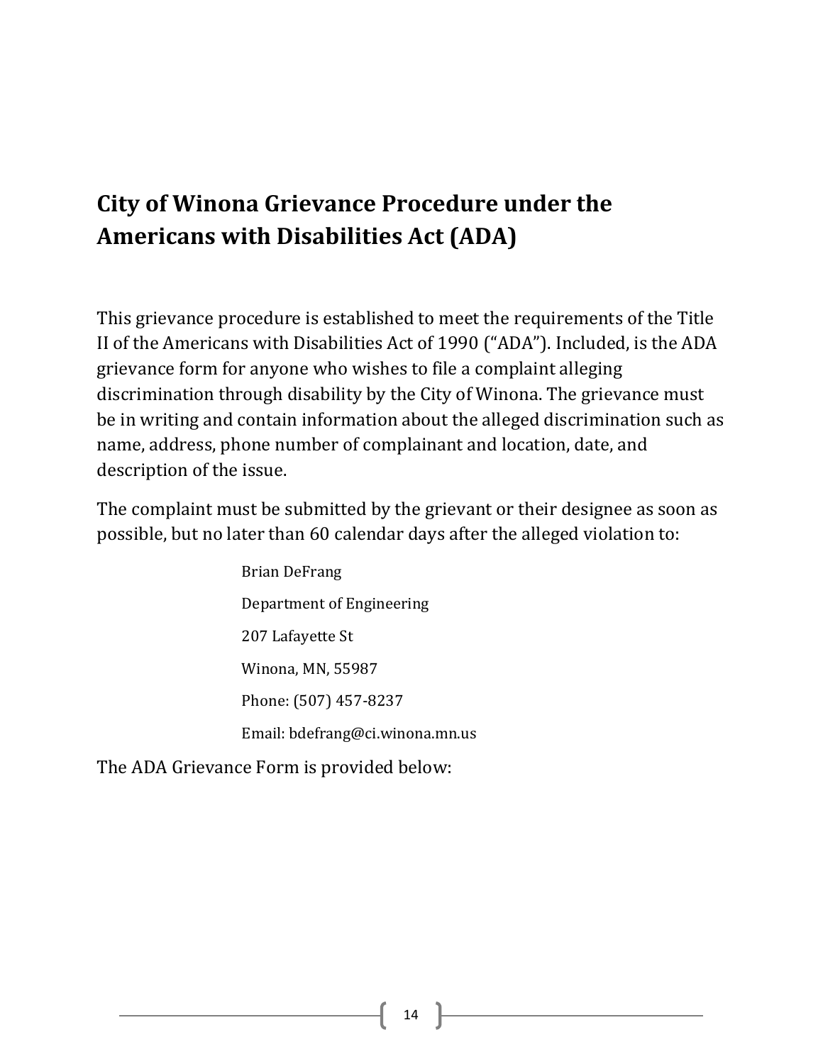# City of Winona Grievance Procedure under the Americans with Disabilities Act (ADA)

This grievance procedure is established to meet the requirements of the Title II of the Americans with Disabilities Act of 1990 (“ADA”). Included, is the ADA grievance form for anyone who wishes to file a complaint alleging discrimination through disability by the City of Winona. The grievance must be in writing and contain information about the alleged discrimination such as name, address, phone number of complainant and location, date, and description of the issue.

The complaint must be submitted by the grievant or their designee as soon as possible, but no later than 60 calendar days after the alleged violation to:

Brian DeFrang

Department of Engineering

207 Lafayette St

Winona, MN, 55987

Phone: (507) 457-8237

Email: bdefrang@ci.winona.mn.us

The ADA Grievance Form is provided below: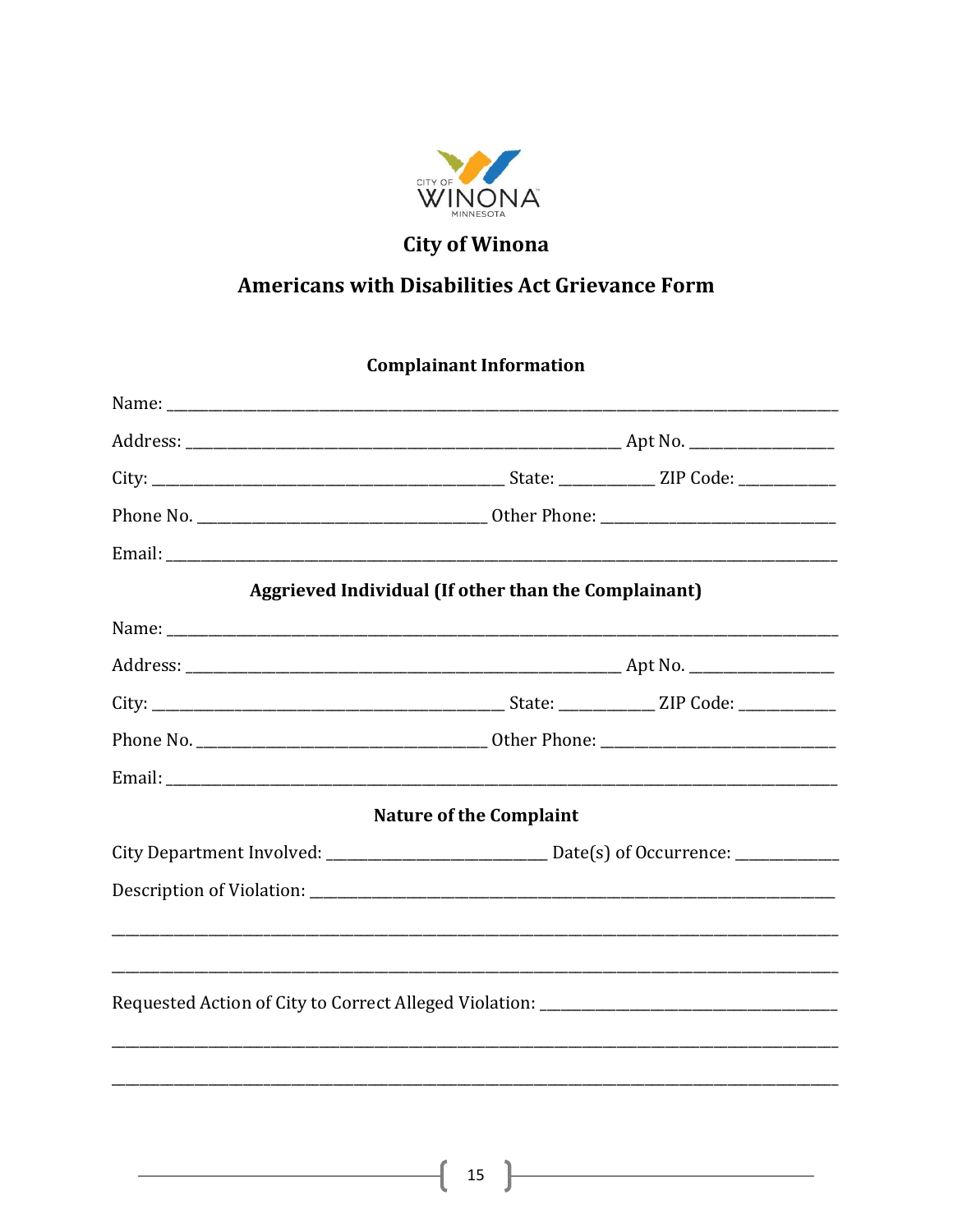# City of Winona

## Americans with Disabilities Act Grievance Form

### Complainant Information

Name: ______________________________________________________________________________

Address: ____________________________________________ Apt No. ______________

City: ____________________________________ State: __________ ZIP Code: __________

Phone No. _____________________________ Other Phone: _________________________

Email: ______________________________________________________________________________

### Aggrieved Individual (If other than the Complainant)

Name: ______________________________________________________________________________

Address: ____________________________________________ Apt No. ______________

City: ____________________________________ State: __________ ZIP Code: __________

Phone No. _____________________________ Other Phone: _________________________

Email: ______________________________________________________________________________

### Nature of the Complaint

City Department Involved: _______________________ Date(s) of Occurrence: ___________

Description of Violation: ______________________________________________________

______________________________________________________________________________

______________________________________________________________________________

Requested Action of City to Correct Alleged Violation: _______________________________

______________________________________________________________________________

______________________________________________________________________________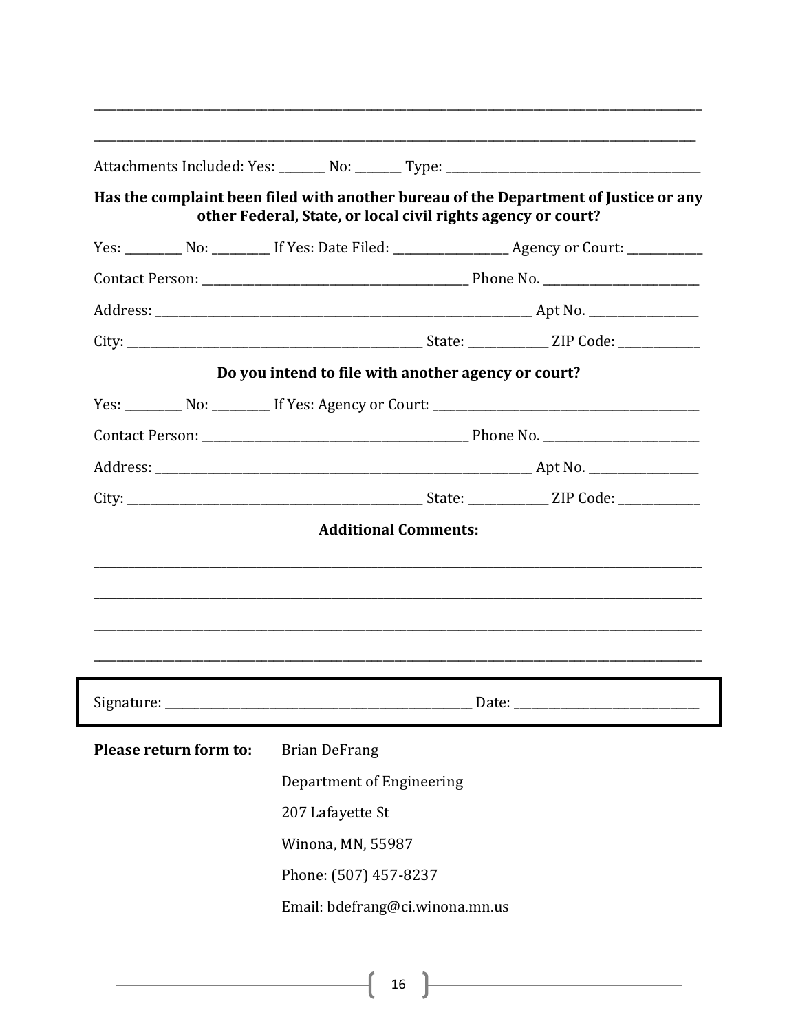\_\_\_\_\_\_\_\_\_\_\_\_\_\_\_\_\_\_\_\_\_\_\_\_\_\_\_\_\_\_\_\_\_\_\_\_\_\_\_\_\_\_\_\_\_\_\_\_\_\_\_\_\_\_\_\_\_\_\_\_\_\_\_\_\_\_\_\_\_\_\_\_\_\_\_\_\_\_\_\_\_\_\_\_\_\_\_\_\_\_\_\_\_\_

\_\_\_\_\_\_\_\_\_\_\_\_\_\_\_\_\_\_\_\_\_\_\_\_\_\_\_\_\_\_\_\_\_\_\_\_\_\_\_\_\_\_\_\_\_\_\_\_\_\_\_\_\_\_\_\_\_\_\_\_\_\_\_\_\_\_\_\_\_\_\_\_\_\_\_\_\_\_\_\_\_\_\_\_\_\_\_\_\_\_\_\_\_\_

Attachments Included: Yes: \_\_\_\_\_\_\_\_ No: \_\_\_\_\_\_\_\_ Type: \_\_\_\_\_\_\_\_\_\_\_\_\_\_\_\_\_\_\_\_\_\_\_\_\_\_\_\_\_\_\_\_\_\_\_\_\_\_\_\_\_\_\_

**Has the complaint been filed with another bureau of the Department of Justice or any other Federal, State, or local civil rights agency or court?**

Yes: \_\_\_\_\_\_\_\_\_\_ No: \_\_\_\_\_\_\_\_\_\_ If Yes: Date Filed: \_\_\_\_\_\_\_\_\_\_\_\_\_\_\_\_\_\_\_\_ Agency or Court: \_\_\_\_\_\_\_\_\_\_\_\_\_

Contact Person: \_\_\_\_\_\_\_\_\_\_\_\_\_\_\_\_\_\_\_\_\_\_\_\_\_\_\_\_\_\_\_\_\_\_\_\_\_\_\_\_\_\_\_\_\_ Phone No. \_\_\_\_\_\_\_\_\_\_\_\_\_\_\_\_\_\_\_\_\_\_\_\_\_\_

Address: \_\_\_\_\_\_\_\_\_\_\_\_\_\_\_\_\_\_\_\_\_\_\_\_\_\_\_\_\_\_\_\_\_\_\_\_\_\_\_\_\_\_\_\_\_\_\_\_\_\_\_\_\_\_\_\_\_\_\_\_\_\_\_\_\_ Apt No. \_\_\_\_\_\_\_\_\_\_\_\_\_\_\_\_\_\_\_

City: \_\_\_\_\_\_\_\_\_\_\_\_\_\_\_\_\_\_\_\_\_\_\_\_\_\_\_\_\_\_\_\_\_\_\_\_\_\_\_\_\_\_\_\_\_\_\_\_\_\_\_ State: \_\_\_\_\_\_\_\_\_\_\_\_\_\_ ZIP Code: \_\_\_\_\_\_\_\_\_\_\_\_\_\_

**Do you intend to file with another agency or court?**

Yes: \_\_\_\_\_\_\_\_\_\_ No: \_\_\_\_\_\_\_\_\_\_ If Yes: Agency or Court: \_\_\_\_\_\_\_\_\_\_\_\_\_\_\_\_\_\_\_\_\_\_\_\_\_\_\_\_\_\_\_\_\_\_\_\_\_\_\_\_\_\_\_\_\_

Contact Person: \_\_\_\_\_\_\_\_\_\_\_\_\_\_\_\_\_\_\_\_\_\_\_\_\_\_\_\_\_\_\_\_\_\_\_\_\_\_\_\_\_\_\_\_\_ Phone No. \_\_\_\_\_\_\_\_\_\_\_\_\_\_\_\_\_\_\_\_\_\_\_\_\_\_

Address: \_\_\_\_\_\_\_\_\_\_\_\_\_\_\_\_\_\_\_\_\_\_\_\_\_\_\_\_\_\_\_\_\_\_\_\_\_\_\_\_\_\_\_\_\_\_\_\_\_\_\_\_\_\_\_\_\_\_\_\_\_\_\_\_\_ Apt No. \_\_\_\_\_\_\_\_\_\_\_\_\_\_\_\_\_\_\_

City: \_\_\_\_\_\_\_\_\_\_\_\_\_\_\_\_\_\_\_\_\_\_\_\_\_\_\_\_\_\_\_\_\_\_\_\_\_\_\_\_\_\_\_\_\_\_\_\_\_\_\_ State: \_\_\_\_\_\_\_\_\_\_\_\_\_\_ ZIP Code: \_\_\_\_\_\_\_\_\_\_\_\_\_\_

**Additional Comments:**

\_\_\_\_\_\_\_\_\_\_\_\_\_\_\_\_\_\_\_\_\_\_\_\_\_\_\_\_\_\_\_\_\_\_\_\_\_\_\_\_\_\_\_\_\_\_\_\_\_\_\_\_\_\_\_\_\_\_\_\_\_\_\_\_\_\_\_\_\_\_\_\_\_\_\_\_\_\_\_\_\_\_\_\_\_\_\_\_\_\_\_\_\_\_

\_\_\_\_\_\_\_\_\_\_\_\_\_\_\_\_\_\_\_\_\_\_\_\_\_\_\_\_\_\_\_\_\_\_\_\_\_\_\_\_\_\_\_\_\_\_\_\_\_\_\_\_\_\_\_\_\_\_\_\_\_\_\_\_\_\_\_\_\_\_\_\_\_\_\_\_\_\_\_\_\_\_\_\_\_\_\_\_\_\_\_\_\_\_

\_\_\_\_\_\_\_\_\_\_\_\_\_\_\_\_\_\_\_\_\_\_\_\_\_\_\_\_\_\_\_\_\_\_\_\_\_\_\_\_\_\_\_\_\_\_\_\_\_\_\_\_\_\_\_\_\_\_\_\_\_\_\_\_\_\_\_\_\_\_\_\_\_\_\_\_\_\_\_\_\_\_\_\_\_\_\_\_\_\_\_\_\_\_

\_\_\_\_\_\_\_\_\_\_\_\_\_\_\_\_\_\_\_\_\_\_\_\_\_\_\_\_\_\_\_\_\_\_\_\_\_\_\_\_\_\_\_\_\_\_\_\_\_\_\_\_\_\_\_\_\_\_\_\_\_\_\_\_\_\_\_\_\_\_\_\_\_\_\_\_\_\_\_\_\_\_\_\_\_\_\_\_\_\_\_\_\_\_

Signature: \_\_\_\_\_\_\_\_\_\_\_\_\_\_\_\_\_\_\_\_\_\_\_\_\_\_\_\_\_\_\_\_\_\_\_\_\_\_\_\_\_\_\_\_\_\_\_\_\_\_\_\_\_ Date: \_\_\_\_\_\_\_\_\_\_\_\_\_\_\_\_\_\_\_\_\_\_\_\_\_\_\_\_\_\_\_\_

**Please return form to:**

Brian DeFrang
Department of Engineering
207 Lafayette St
Winona, MN, 55987
Phone: (507) 457-8237
Email: bdefrang@ci.winona.mn.us